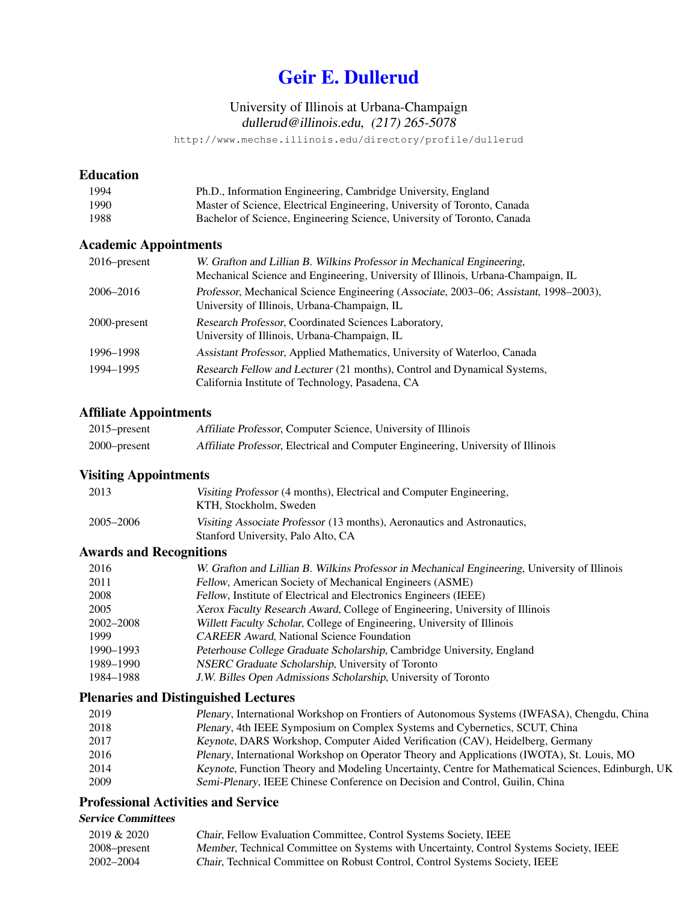# Geir E. Dullerud

University of Illinois at Urbana-Champaign
*dullerud@illinois.edu, (217) 265-5078*

http://www.mechse.illinois.edu/directory/profile/dullerud

## Education

| | |
|---|---|
| 1994 | Ph.D., Information Engineering, Cambridge University, England |
| 1990 | Master of Science, Electrical Engineering, University of Toronto, Canada |
| 1988 | Bachelor of Science, Engineering Science, University of Toronto, Canada |

## Academic Appointments

| | |
|---|---|
| 2016–present | *W. Grafton and Lillian B. Wilkins Professor in Mechanical Engineering*, Mechanical Science and Engineering, University of Illinois, Urbana-Champaign, IL |
| 2006–2016 | *Professor*, Mechanical Science Engineering (*Associate*, 2003–06; *Assistant*, 1998–2003), University of Illinois, Urbana-Champaign, IL |
| 2000-present | *Research Professor*, Coordinated Sciences Laboratory, University of Illinois, Urbana-Champaign, IL |
| 1996–1998 | *Assistant Professor*, Applied Mathematics, University of Waterloo, Canada |
| 1994–1995 | *Research Fellow and Lecturer* (21 months), Control and Dynamical Systems, California Institute of Technology, Pasadena, CA |

## Affiliate Appointments

| | |
|---|---|
| 2015–present | *Affiliate Professor*, Computer Science, University of Illinois |
| 2000–present | *Affiliate Professor*, Electrical and Computer Engineering, University of Illinois |

## Visiting Appointments

| | |
|---|---|
| 2013 | *Visiting Professor* (4 months), Electrical and Computer Engineering, KTH, Stockholm, Sweden |
| 2005–2006 | *Visiting Associate Professor* (13 months), Aeronautics and Astronautics, Stanford University, Palo Alto, CA |

## Awards and Recognitions

| | |
|---|---|
| 2016 | *W. Grafton and Lillian B. Wilkins Professor in Mechanical Engineering*, University of Illinois |
| 2011 | *Fellow*, American Society of Mechanical Engineers (ASME) |
| 2008 | *Fellow*, Institute of Electrical and Electronics Engineers (IEEE) |
| 2005 | *Xerox Faculty Research Award*, College of Engineering, University of Illinois |
| 2002–2008 | *Willett Faculty Scholar*, College of Engineering, University of Illinois |
| 1999 | *CAREER Award*, National Science Foundation |
| 1990–1993 | *Peterhouse College Graduate Scholarship*, Cambridge University, England |
| 1989–1990 | *NSERC Graduate Scholarship*, University of Toronto |
| 1984–1988 | *J.W. Billes Open Admissions Scholarship*, University of Toronto |

## Plenaries and Distinguished Lectures

| | |
|---|---|
| 2019 | *Plenary*, International Workshop on Frontiers of Autonomous Systems (IWFASA), Chengdu, China |
| 2018 | *Plenary*, 4th IEEE Symposium on Complex Systems and Cybernetics, SCUT, China |
| 2017 | *Keynote*, DARS Workshop, Computer Aided Verification (CAV), Heidelberg, Germany |
| 2016 | *Plenary*, International Workshop on Operator Theory and Applications (IWOTA), St. Louis, MO |
| 2014 | *Keynote*, Function Theory and Modeling Uncertainty, Centre for Mathematical Sciences, Edinburgh, UK |
| 2009 | *Semi-Plenary*, IEEE Chinese Conference on Decision and Control, Guilin, China |

## Professional Activities and Service

### *Service Committees*

| | |
|---|---|
| 2019 & 2020 | *Chair*, Fellow Evaluation Committee, Control Systems Society, IEEE |
| 2008–present | *Member*, Technical Committee on Systems with Uncertainty, Control Systems Society, IEEE |
| 2002–2004 | *Chair*, Technical Committee on Robust Control, Control Systems Society, IEEE |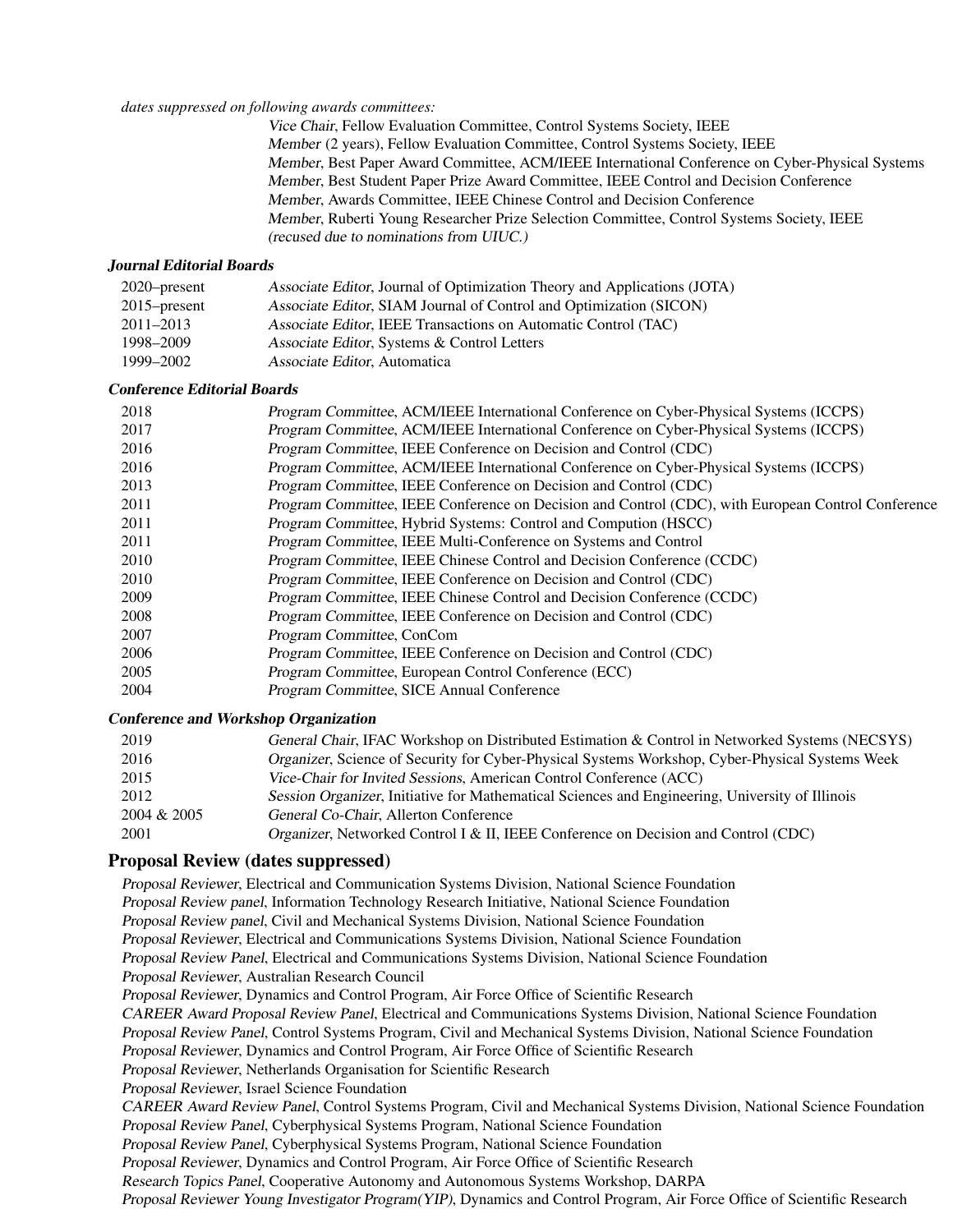*dates suppressed on following awards committees:*

*Vice Chair*, Fellow Evaluation Committee, Control Systems Society, IEEE
*Member* (2 years), Fellow Evaluation Committee, Control Systems Society, IEEE
*Member*, Best Paper Award Committee, ACM/IEEE International Conference on Cyber-Physical Systems
*Member*, Best Student Paper Prize Award Committee, IEEE Control and Decision Conference
*Member*, Awards Committee, IEEE Chinese Control and Decision Conference
*Member*, Ruberti Young Researcher Prize Selection Committee, Control Systems Society, IEEE
*(recused due to nominations from UIUC.)*

### *Journal Editorial Boards*

| | |
|---|---|
| 2020–present | *Associate Editor*, Journal of Optimization Theory and Applications (JOTA) |
| 2015–present | *Associate Editor*, SIAM Journal of Control and Optimization (SICON) |
| 2011–2013 | *Associate Editor*, IEEE Transactions on Automatic Control (TAC) |
| 1998–2009 | *Associate Editor*, Systems & Control Letters |
| 1999–2002 | *Associate Editor*, Automatica |

### *Conference Editorial Boards*

| | |
|---|---|
| 2018 | *Program Committee*, ACM/IEEE International Conference on Cyber-Physical Systems (ICCPS) |
| 2017 | *Program Committee*, ACM/IEEE International Conference on Cyber-Physical Systems (ICCPS) |
| 2016 | *Program Committee*, IEEE Conference on Decision and Control (CDC) |
| 2016 | *Program Committee*, ACM/IEEE International Conference on Cyber-Physical Systems (ICCPS) |
| 2013 | *Program Committee*, IEEE Conference on Decision and Control (CDC) |
| 2011 | *Program Committee*, IEEE Conference on Decision and Control (CDC), with European Control Conference |
| 2011 | *Program Committee*, Hybrid Systems: Control and Compution (HSCC) |
| 2011 | *Program Committee*, IEEE Multi-Conference on Systems and Control |
| 2010 | *Program Committee*, IEEE Chinese Control and Decision Conference (CCDC) |
| 2010 | *Program Committee*, IEEE Conference on Decision and Control (CDC) |
| 2009 | *Program Committee*, IEEE Chinese Control and Decision Conference (CCDC) |
| 2008 | *Program Committee*, IEEE Conference on Decision and Control (CDC) |
| 2007 | *Program Committee*, ConCom |
| 2006 | *Program Committee*, IEEE Conference on Decision and Control (CDC) |
| 2005 | *Program Committee*, European Control Conference (ECC) |
| 2004 | *Program Committee*, SICE Annual Conference |

### *Conference and Workshop Organization*

| | |
|---|---|
| 2019 | *General Chair*, IFAC Workshop on Distributed Estimation & Control in Networked Systems (NECSYS) |
| 2016 | *Organizer*, Science of Security for Cyber-Physical Systems Workshop, Cyber-Physical Systems Week |
| 2015 | *Vice-Chair for Invited Sessions*, American Control Conference (ACC) |
| 2012 | *Session Organizer*, Initiative for Mathematical Sciences and Engineering, University of Illinois |
| 2004 & 2005 | *General Co-Chair*, Allerton Conference |
| 2001 | *Organizer*, Networked Control I & II, IEEE Conference on Decision and Control (CDC) |

## Proposal Review (dates suppressed)

*Proposal Reviewer*, Electrical and Communication Systems Division, National Science Foundation
*Proposal Review panel*, Information Technology Research Initiative, National Science Foundation
*Proposal Review panel*, Civil and Mechanical Systems Division, National Science Foundation
*Proposal Reviewer*, Electrical and Communications Systems Division, National Science Foundation
*Proposal Review Panel*, Electrical and Communications Systems Division, National Science Foundation
*Proposal Reviewer*, Australian Research Council
*Proposal Reviewer*, Dynamics and Control Program, Air Force Office of Scientific Research
*CAREER Award Proposal Review Panel*, Electrical and Communications Systems Division, National Science Foundation
*Proposal Review Panel*, Control Systems Program, Civil and Mechanical Systems Division, National Science Foundation
*Proposal Reviewer*, Dynamics and Control Program, Air Force Office of Scientific Research
*Proposal Reviewer*, Netherlands Organisation for Scientific Research
*Proposal Reviewer*, Israel Science Foundation
*CAREER Award Review Panel*, Control Systems Program, Civil and Mechanical Systems Division, National Science Foundation
*Proposal Review Panel*, Cyberphysical Systems Program, National Science Foundation
*Proposal Review Panel*, Cyberphysical Systems Program, National Science Foundation
*Proposal Reviewer*, Dynamics and Control Program, Air Force Office of Scientific Research
*Research Topics Panel*, Cooperative Autonomy and Autonomous Systems Workshop, DARPA
*Proposal Reviewer Young Investigator Program(YIP)*, Dynamics and Control Program, Air Force Office of Scientific Research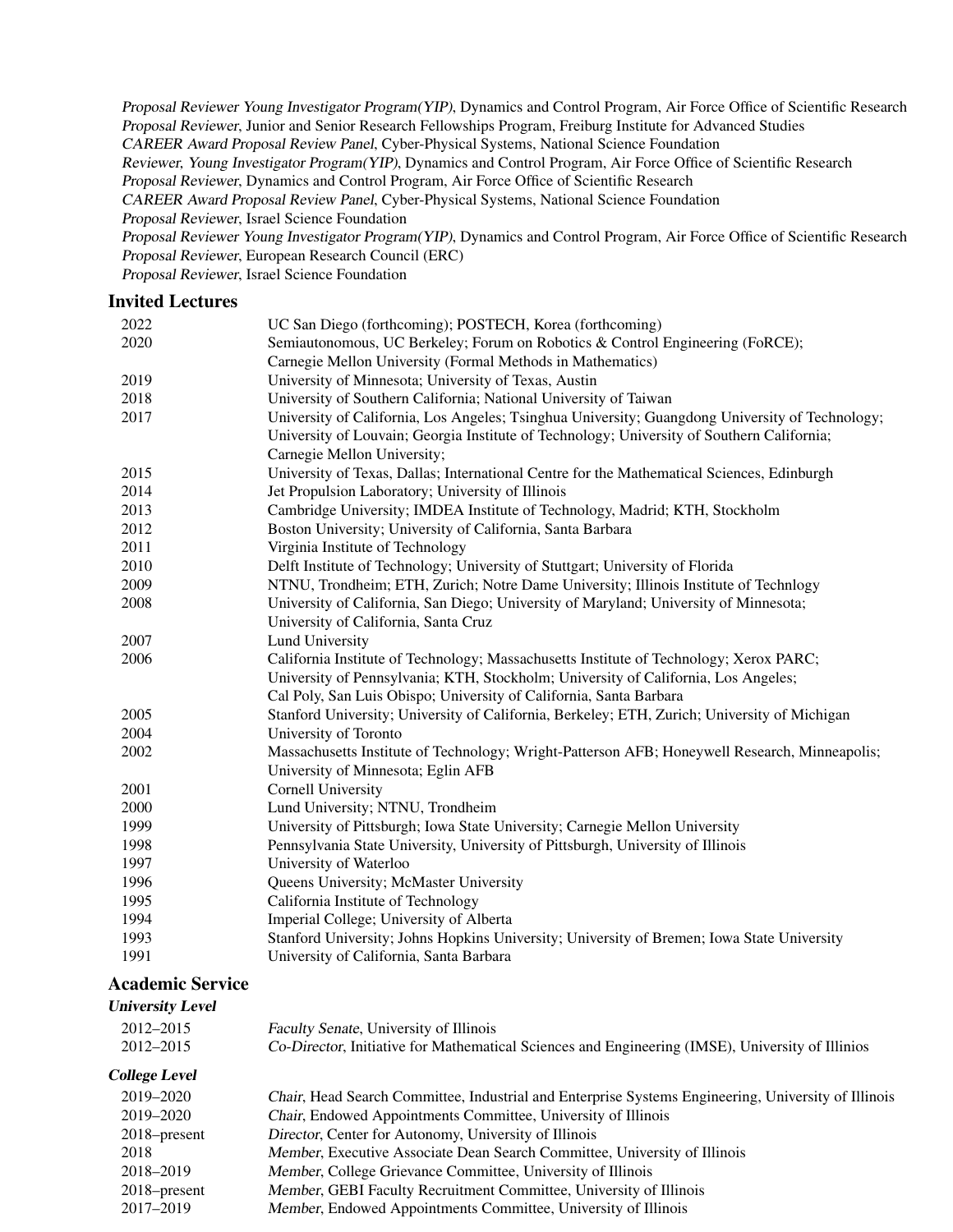*Proposal Reviewer Young Investigator Program(YIP)*, Dynamics and Control Program, Air Force Office of Scientific Research
*Proposal Reviewer*, Junior and Senior Research Fellowships Program, Freiburg Institute for Advanced Studies
*CAREER Award Proposal Review Panel*, Cyber-Physical Systems, National Science Foundation
*Reviewer, Young Investigator Program(YIP)*, Dynamics and Control Program, Air Force Office of Scientific Research
*Proposal Reviewer*, Dynamics and Control Program, Air Force Office of Scientific Research
*CAREER Award Proposal Review Panel*, Cyber-Physical Systems, National Science Foundation
*Proposal Reviewer*, Israel Science Foundation
*Proposal Reviewer Young Investigator Program(YIP)*, Dynamics and Control Program, Air Force Office of Scientific Research
*Proposal Reviewer*, European Research Council (ERC)
*Proposal Reviewer*, Israel Science Foundation

## Invited Lectures

| | |
|---|---|
| 2022 | UC San Diego (forthcoming); POSTECH, Korea (forthcoming) |
| 2020 | Semiautonomous, UC Berkeley; Forum on Robotics & Control Engineering (FoRCE); Carnegie Mellon University (Formal Methods in Mathematics) |
| 2019 | University of Minnesota; University of Texas, Austin |
| 2018 | University of Southern California; National University of Taiwan |
| 2017 | University of California, Los Angeles; Tsinghua University; Guangdong University of Technology; University of Louvain; Georgia Institute of Technology; University of Southern California; Carnegie Mellon University; |
| 2015 | University of Texas, Dallas; International Centre for the Mathematical Sciences, Edinburgh |
| 2014 | Jet Propulsion Laboratory; University of Illinois |
| 2013 | Cambridge University; IMDEA Institute of Technology, Madrid; KTH, Stockholm |
| 2012 | Boston University; University of California, Santa Barbara |
| 2011 | Virginia Institute of Technology |
| 2010 | Delft Institute of Technology; University of Stuttgart; University of Florida |
| 2009 | NTNU, Trondheim; ETH, Zurich; Notre Dame University; Illinois Institute of Technlogy |
| 2008 | University of California, San Diego; University of Maryland; University of Minnesota; University of California, Santa Cruz |
| 2007 | Lund University |
| 2006 | California Institute of Technology; Massachusetts Institute of Technology; Xerox PARC; University of Pennsylvania; KTH, Stockholm; University of California, Los Angeles; Cal Poly, San Luis Obispo; University of California, Santa Barbara |
| 2005 | Stanford University; University of California, Berkeley; ETH, Zurich; University of Michigan |
| 2004 | University of Toronto |
| 2002 | Massachusetts Institute of Technology; Wright-Patterson AFB; Honeywell Research, Minneapolis; University of Minnesota; Eglin AFB |
| 2001 | Cornell University |
| 2000 | Lund University; NTNU, Trondheim |
| 1999 | University of Pittsburgh; Iowa State University; Carnegie Mellon University |
| 1998 | Pennsylvania State University, University of Pittsburgh, University of Illinois |
| 1997 | University of Waterloo |
| 1996 | Queens University; McMaster University |
| 1995 | California Institute of Technology |
| 1994 | Imperial College; University of Alberta |
| 1993 | Stanford University; Johns Hopkins University; University of Bremen; Iowa State University |
| 1991 | University of California, Santa Barbara |

## Academic Service

### *University Level*

| | |
|---|---|
| 2012–2015 | *Faculty Senate*, University of Illinois |
| 2012–2015 | *Co-Director*, Initiative for Mathematical Sciences and Engineering (IMSE), University of Illinios |

### *College Level*

| | |
|---|---|
| 2019–2020 | *Chair*, Head Search Committee, Industrial and Enterprise Systems Engineering, University of Illinois |
| 2019–2020 | *Chair*, Endowed Appointments Committee, University of Illinois |
| 2018–present | *Director*, Center for Autonomy, University of Illinois |
| 2018 | *Member*, Executive Associate Dean Search Committee, University of Illinois |
| 2018–2019 | *Member*, College Grievance Committee, University of Illinois |
| 2018–present | *Member*, GEBI Faculty Recruitment Committee, University of Illinois |
| 2017–2019 | *Member*, Endowed Appointments Committee, University of Illinois |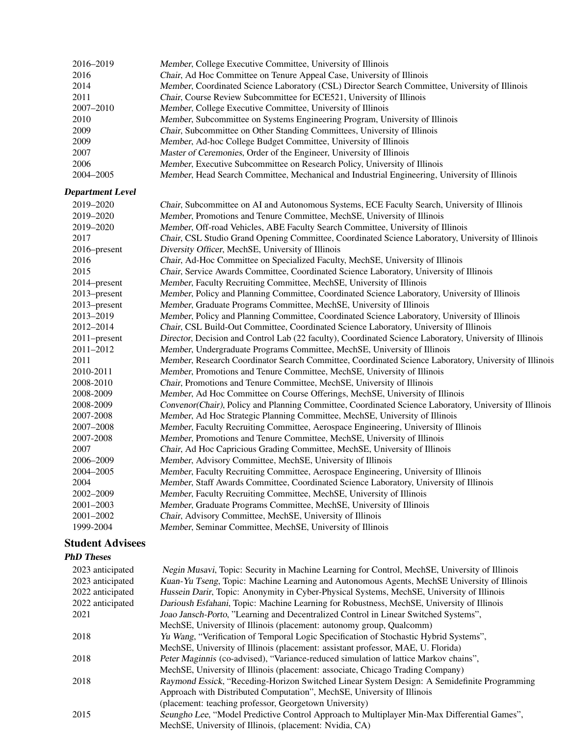2016–2019 *Member*, College Executive Committee, University of Illinois
2016 *Chair*, Ad Hoc Committee on Tenure Appeal Case, University of Illinois
2014 *Member*, Coordinated Science Laboratory (CSL) Director Search Committee, University of Illinois
2011 *Chair*, Course Review Subcommittee for ECE521, University of Illinois
2007–2010 *Member*, College Executive Committee, University of Illinois
2010 *Member*, Subcommittee on Systems Engineering Program, University of Illinois
2009 *Chair*, Subcommittee on Other Standing Committees, University of Illinois
2009 *Member*, Ad-hoc College Budget Committee, University of Illinois
2007 *Master of Ceremonies*, Order of the Engineer, University of Illinois
2006 *Member*, Executive Subcommittee on Research Policy, University of Illinois
2004–2005 *Member*, Head Search Committee, Mechanical and Industrial Engineering, University of Illinois

***Department Level***

2019–2020 *Chair*, Subcommittee on AI and Autonomous Systems, ECE Faculty Search, University of Illinois
2019–2020 *Member*, Promotions and Tenure Committee, MechSE, University of Illinois
2019–2020 *Member*, Off-road Vehicles, ABE Faculty Search Committee, University of Illinois
2017 *Chair*, CSL Studio Grand Opening Committee, Coordinated Science Laboratory, University of Illinois
2016–present *Diversity Officer*, MechSE, University of Illinois
2016 *Chair*, Ad-Hoc Committee on Specialized Faculty, MechSE, University of Illinois
2015 *Chair*, Service Awards Committee, Coordinated Science Laboratory, University of Illinois
2014–present *Member*, Faculty Recruiting Committee, MechSE, University of Illinois
2013–present *Member*, Policy and Planning Committee, Coordinated Science Laboratory, University of Illinois
2013–present *Member*, Graduate Programs Committee, MechSE, University of Illinois
2013–2019 *Member*, Policy and Planning Committee, Coordinated Science Laboratory, University of Illinois
2012–2014 *Chair*, CSL Build-Out Committee, Coordinated Science Laboratory, University of Illinois
2011–present *Director*, Decision and Control Lab (22 faculty), Coordinated Science Laboratory, University of Illinois
2011–2012 *Member*, Undergraduate Programs Committee, MechSE, University of Illinois
2011 *Member*, Research Coordinator Search Committee, Coordinated Science Laboratory, University of Illinois
2010-2011 *Member*, Promotions and Tenure Committee, MechSE, University of Illinois
2008-2010 *Chair*, Promotions and Tenure Committee, MechSE, University of Illinois
2008-2009 *Member*, Ad Hoc Committee on Course Offerings, MechSE, University of Illinois
2008-2009 *Convenor(Chair)*, Policy and Planning Committee, Coordinated Science Laboratory, University of Illinois
2007-2008 *Member*, Ad Hoc Strategic Planning Committee, MechSE, University of Illinois
2007–2008 *Member*, Faculty Recruiting Committee, Aerospace Engineering, University of Illinois
2007-2008 *Member*, Promotions and Tenure Committee, MechSE, University of Illinois
2007 *Chair*, Ad Hoc Capricious Grading Committee, MechSE, University of Illinois
2006–2009 *Member*, Advisory Committee, MechSE, University of Illinois
2004–2005 *Member*, Faculty Recruiting Committee, Aerospace Engineering, University of Illinois
2004 *Member*, Staff Awards Committee, Coordinated Science Laboratory, University of Illinois
2002–2009 *Member*, Faculty Recruiting Committee, MechSE, University of Illinois
2001–2003 *Member*, Graduate Programs Committee, MechSE, University of Illinois
2001–2002 *Chair*, Advisory Committee, MechSE, University of Illinois
1999-2004 *Member*, Seminar Committee, MechSE, University of Illinois

## Student Advisees

***PhD Theses***

2023 anticipated *Negin Musavi*, Topic: Security in Machine Learning for Control, MechSE, University of Illinois
2023 anticipated *Kuan-Yu Tseng*, Topic: Machine Learning and Autonomous Agents, MechSE University of Illinois
2022 anticipated *Hussein Darir*, Topic: Anonymity in Cyber-Physical Systems, MechSE, University of Illinois
2022 anticipated *Darioush Esfahani*, Topic: Machine Learning for Robustness, MechSE, University of Illinois
2021 *Joao Jansch-Porto*, "Learning and Decentralized Control in Linear Switched Systems", MechSE, University of Illinois (placement: autonomy group, Qualcomm)
2018 *Yu Wang*, "Verification of Temporal Logic Specification of Stochastic Hybrid Systems", MechSE, University of Illinois (placement: assistant professor, MAE, U. Florida)
2018 *Peter Maginnis* (co-advised), "Variance-reduced simulation of lattice Markov chains", MechSE, University of Illinois (placement: associate, Chicago Trading Company)
2018 *Raymond Essick*, "Receding-Horizon Switched Linear System Design: A Semidefinite Programming Approach with Distributed Computation", MechSE, University of Illinois (placement: teaching professor, Georgetown University)
2015 *Seungho Lee*, "Model Predictive Control Approach to Multiplayer Min-Max Differential Games", MechSE, University of Illinois, (placement: Nvidia, CA)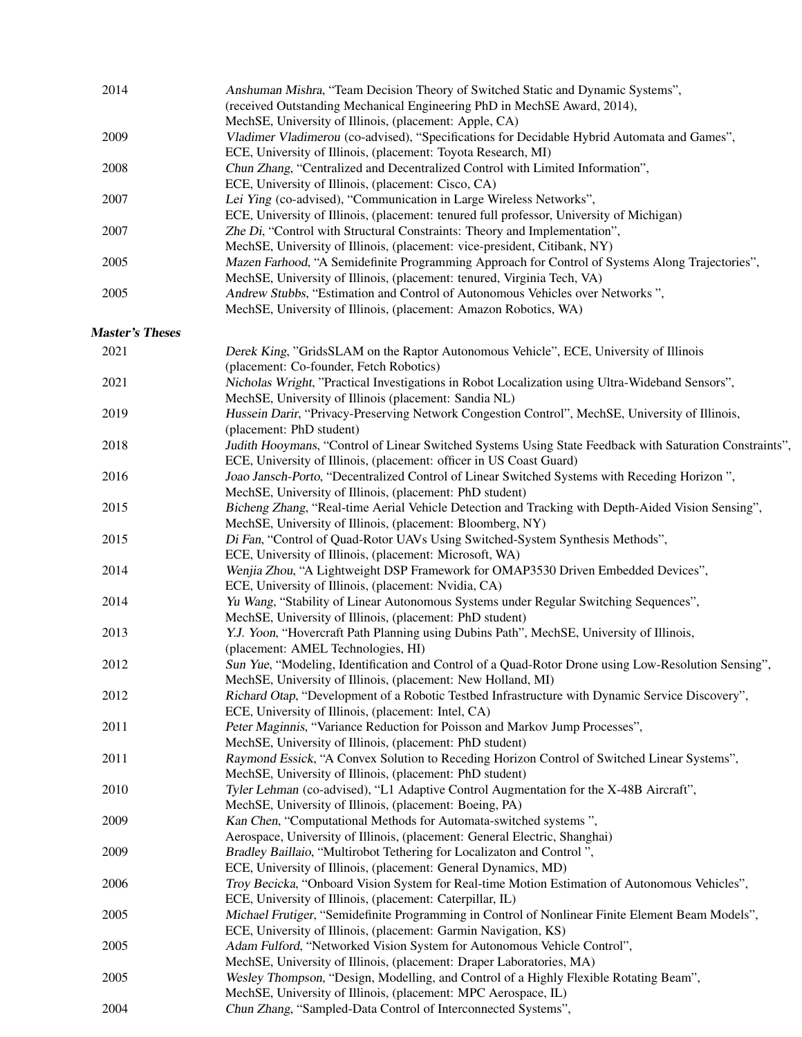2014 *Anshuman Mishra*, "Team Decision Theory of Switched Static and Dynamic Systems", (received Outstanding Mechanical Engineering PhD in MechSE Award, 2014), MechSE, University of Illinois, (placement: Apple, CA)

2009 *Vladimer Vladimerou* (co-advised), "Specifications for Decidable Hybrid Automata and Games", ECE, University of Illinois, (placement: Toyota Research, MI)

2008 *Chun Zhang*, "Centralized and Decentralized Control with Limited Information", ECE, University of Illinois, (placement: Cisco, CA)

2007 *Lei Ying* (co-advised), "Communication in Large Wireless Networks", ECE, University of Illinois, (placement: tenured full professor, University of Michigan)

2007 *Zhe Di*, "Control with Structural Constraints: Theory and Implementation", MechSE, University of Illinois, (placement: vice-president, Citibank, NY)

2005 *Mazen Farhood*, "A Semidefinite Programming Approach for Control of Systems Along Trajectories", MechSE, University of Illinois, (placement: tenured, Virginia Tech, VA)

2005 *Andrew Stubbs*, "Estimation and Control of Autonomous Vehicles over Networks ", MechSE, University of Illinois, (placement: Amazon Robotics, WA)

***Master's Theses***

2021 *Derek King*, "GridsSLAM on the Raptor Autonomous Vehicle", ECE, University of Illinois (placement: Co-founder, Fetch Robotics)

2021 *Nicholas Wright*, "Practical Investigations in Robot Localization using Ultra-Wideband Sensors", MechSE, University of Illinois (placement: Sandia NL)

2019 *Hussein Darir*, "Privacy-Preserving Network Congestion Control", MechSE, University of Illinois, (placement: PhD student)

2018 *Judith Hooymans*, "Control of Linear Switched Systems Using State Feedback with Saturation Constraints", ECE, University of Illinois, (placement: officer in US Coast Guard)

2016 *Joao Jansch-Porto*, "Decentralized Control of Linear Switched Systems with Receding Horizon ", MechSE, University of Illinois, (placement: PhD student)

2015 *Bicheng Zhang*, "Real-time Aerial Vehicle Detection and Tracking with Depth-Aided Vision Sensing", MechSE, University of Illinois, (placement: Bloomberg, NY)

2015 *Di Fan*, "Control of Quad-Rotor UAVs Using Switched-System Synthesis Methods", ECE, University of Illinois, (placement: Microsoft, WA)

2014 *Wenjia Zhou*, "A Lightweight DSP Framework for OMAP3530 Driven Embedded Devices", ECE, University of Illinois, (placement: Nvidia, CA)

2014 *Yu Wang*, "Stability of Linear Autonomous Systems under Regular Switching Sequences", MechSE, University of Illinois, (placement: PhD student)

2013 *Y.J. Yoon*, "Hovercraft Path Planning using Dubins Path", MechSE, University of Illinois, (placement: AMEL Technologies, HI)

2012 *Sun Yue*, "Modeling, Identification and Control of a Quad-Rotor Drone using Low-Resolution Sensing", MechSE, University of Illinois, (placement: New Holland, MI)

2012 *Richard Otap*, "Development of a Robotic Testbed Infrastructure with Dynamic Service Discovery", ECE, University of Illinois, (placement: Intel, CA)

2011 *Peter Maginnis*, "Variance Reduction for Poisson and Markov Jump Processes", MechSE, University of Illinois, (placement: PhD student)

2011 *Raymond Essick*, "A Convex Solution to Receding Horizon Control of Switched Linear Systems", MechSE, University of Illinois, (placement: PhD student)

2010 *Tyler Lehman* (co-advised), "L1 Adaptive Control Augmentation for the X-48B Aircraft", MechSE, University of Illinois, (placement: Boeing, PA)

2009 *Kan Chen*, "Computational Methods for Automata-switched systems ", Aerospace, University of Illinois, (placement: General Electric, Shanghai)

2009 *Bradley Baillaio*, "Multirobot Tethering for Localizaton and Control ", ECE, University of Illinois, (placement: General Dynamics, MD)

2006 *Troy Becicka*, "Onboard Vision System for Real-time Motion Estimation of Autonomous Vehicles", ECE, University of Illinois, (placement: Caterpillar, IL)

2005 *Michael Frutiger*, "Semidefinite Programming in Control of Nonlinear Finite Element Beam Models", ECE, University of Illinois, (placement: Garmin Navigation, KS)

2005 *Adam Fulford*, "Networked Vision System for Autonomous Vehicle Control", MechSE, University of Illinois, (placement: Draper Laboratories, MA)

2005 *Wesley Thompson*, "Design, Modelling, and Control of a Highly Flexible Rotating Beam", MechSE, University of Illinois, (placement: MPC Aerospace, IL)

2004 *Chun Zhang*, "Sampled-Data Control of Interconnected Systems",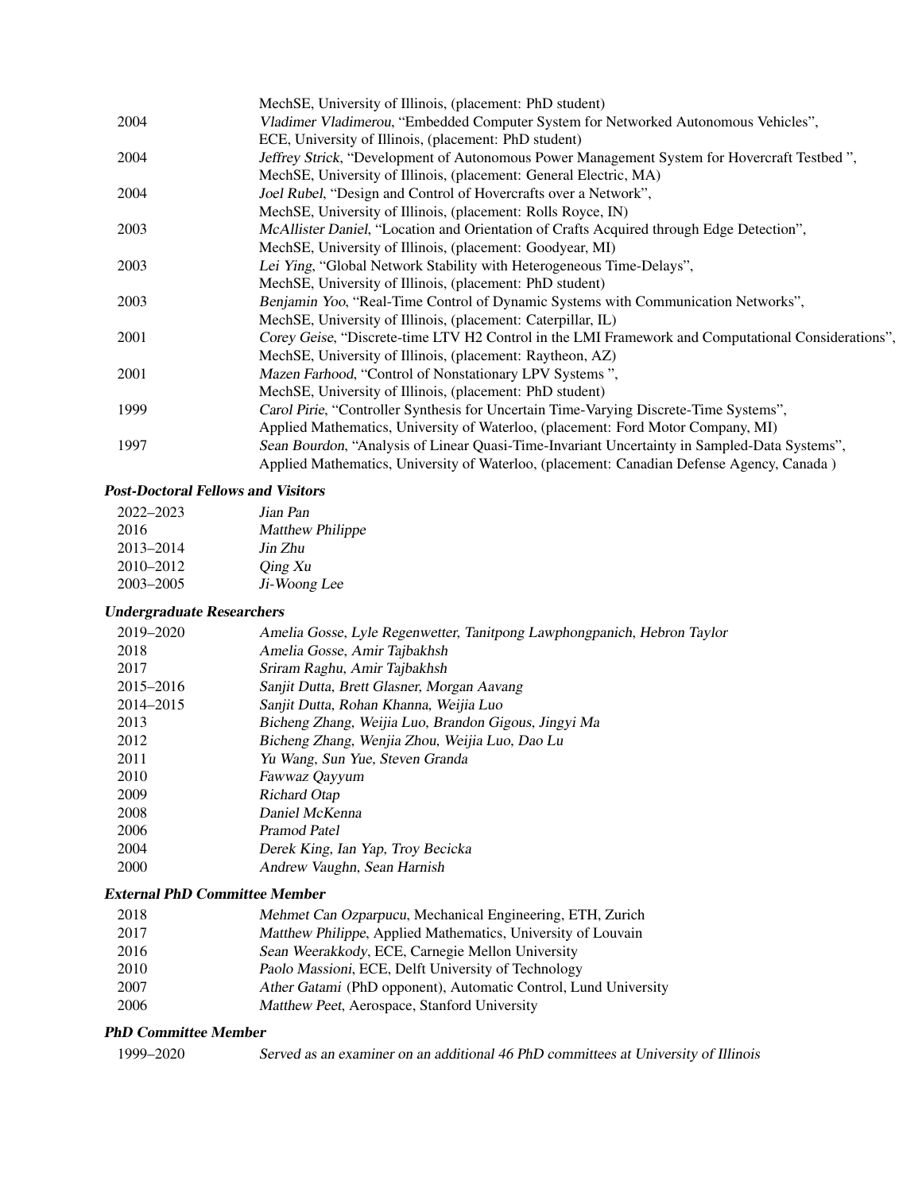| | |
|---|---|
| | MechSE, University of Illinois, (placement: PhD student) |
| 2004 | *Vladimer Vladimerou*, "Embedded Computer System for Networked Autonomous Vehicles", ECE, University of Illinois, (placement: PhD student) |
| 2004 | *Jeffrey Strick*, "Development of Autonomous Power Management System for Hovercraft Testbed ", MechSE, University of Illinois, (placement: General Electric, MA) |
| 2004 | *Joel Rubel*, "Design and Control of Hovercrafts over a Network", MechSE, University of Illinois, (placement: Rolls Royce, IN) |
| 2003 | *McAllister Daniel*, "Location and Orientation of Crafts Acquired through Edge Detection", MechSE, University of Illinois, (placement: Goodyear, MI) |
| 2003 | *Lei Ying*, "Global Network Stability with Heterogeneous Time-Delays", MechSE, University of Illinois, (placement: PhD student) |
| 2003 | *Benjamin Yoo*, "Real-Time Control of Dynamic Systems with Communication Networks", MechSE, University of Illinois, (placement: Caterpillar, IL) |
| 2001 | *Corey Geise*, "Discrete-time LTV H2 Control in the LMI Framework and Computational Considerations", MechSE, University of Illinois, (placement: Raytheon, AZ) |
| 2001 | *Mazen Farhood*, "Control of Nonstationary LPV Systems ", MechSE, University of Illinois, (placement: PhD student) |
| 1999 | *Carol Pirie*, "Controller Synthesis for Uncertain Time-Varying Discrete-Time Systems", Applied Mathematics, University of Waterloo, (placement: Ford Motor Company, MI) |
| 1997 | *Sean Bourdon*, "Analysis of Linear Quasi-Time-Invariant Uncertainty in Sampled-Data Systems", Applied Mathematics, University of Waterloo, (placement: Canadian Defense Agency, Canada ) |

### *Post-Doctoral Fellows and Visitors*

| | |
|---|---|
| 2022–2023 | *Jian Pan* |
| 2016 | *Matthew Philippe* |
| 2013–2014 | *Jin Zhu* |
| 2010–2012 | *Qing Xu* |
| 2003–2005 | *Ji-Woong Lee* |

### *Undergraduate Researchers*

| | |
|---|---|
| 2019–2020 | *Amelia Gosse, Lyle Regenwetter, Tanitpong Lawphongpanich, Hebron Taylor* |
| 2018 | *Amelia Gosse, Amir Tajbakhsh* |
| 2017 | *Sriram Raghu, Amir Tajbakhsh* |
| 2015–2016 | *Sanjit Dutta, Brett Glasner, Morgan Aavang* |
| 2014–2015 | *Sanjit Dutta, Rohan Khanna, Weijia Luo* |
| 2013 | *Bicheng Zhang, Weijia Luo, Brandon Gigous, Jingyi Ma* |
| 2012 | *Bicheng Zhang, Wenjia Zhou, Weijia Luo, Dao Lu* |
| 2011 | *Yu Wang, Sun Yue, Steven Granda* |
| 2010 | *Fawwaz Qayyum* |
| 2009 | *Richard Otap* |
| 2008 | *Daniel McKenna* |
| 2006 | *Pramod Patel* |
| 2004 | *Derek King, Ian Yap, Troy Becicka* |
| 2000 | *Andrew Vaughn, Sean Harnish* |

### *External PhD Committee Member*

| | |
|---|---|
| 2018 | *Mehmet Can Ozparpucu*, Mechanical Engineering, ETH, Zurich |
| 2017 | *Matthew Philippe*, Applied Mathematics, University of Louvain |
| 2016 | *Sean Weerakkody*, ECE, Carnegie Mellon University |
| 2010 | *Paolo Massioni*, ECE, Delft University of Technology |
| 2007 | *Ather Gatami* (PhD opponent), Automatic Control, Lund University |
| 2006 | *Matthew Peet*, Aerospace, Stanford University |

### *PhD Committee Member*

| | |
|---|---|
| 1999–2020 | *Served as an examiner on an additional 46 PhD committees at University of Illinois* |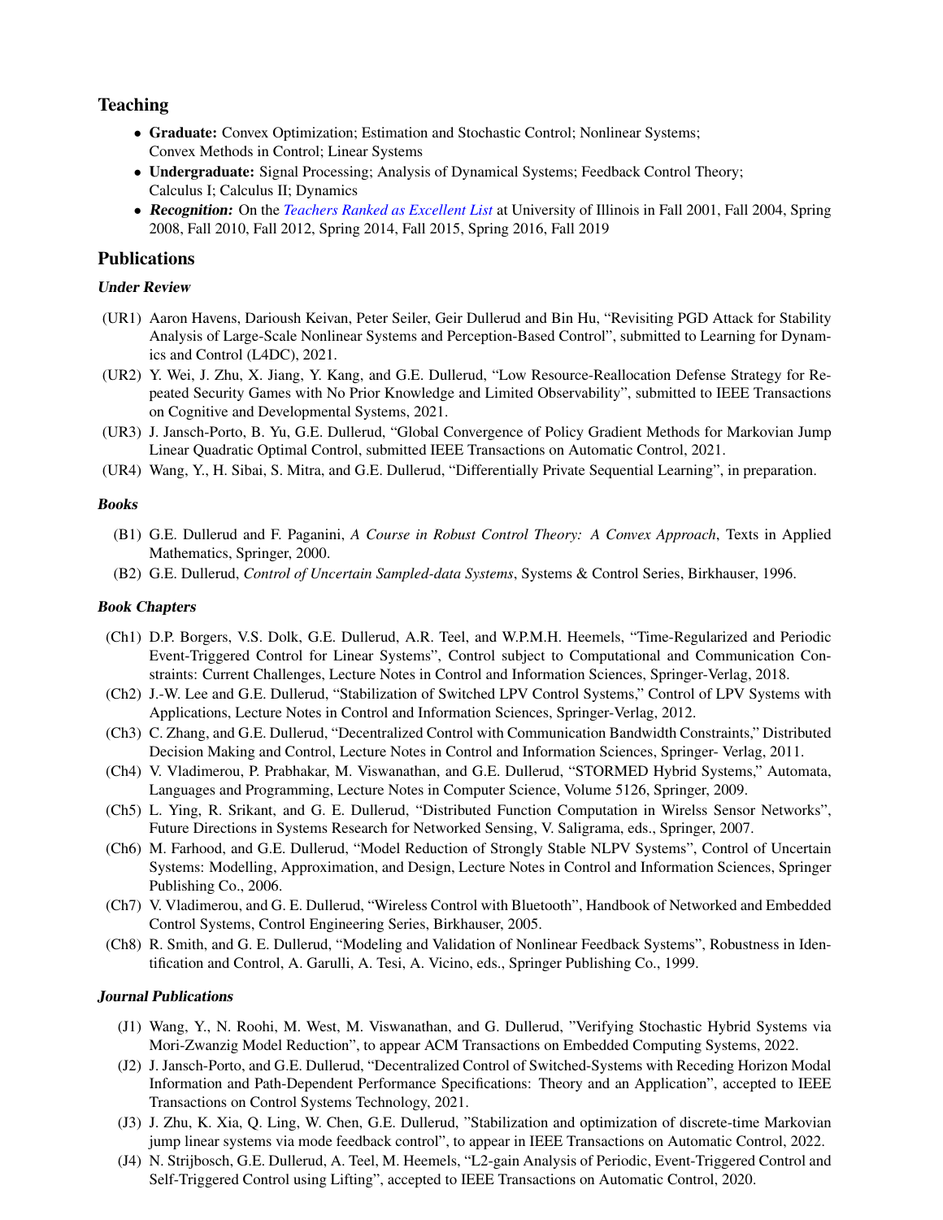## Teaching

- **Graduate:** Convex Optimization; Estimation and Stochastic Control; Nonlinear Systems; Convex Methods in Control; Linear Systems
- **Undergraduate:** Signal Processing; Analysis of Dynamical Systems; Feedback Control Theory; Calculus I; Calculus II; Dynamics
- ***Recognition:*** On the *Teachers Ranked as Excellent List* at University of Illinois in Fall 2001, Fall 2004, Spring 2008, Fall 2010, Fall 2012, Spring 2014, Fall 2015, Spring 2016, Fall 2019

## Publications

### *Under Review*

(UR1) Aaron Havens, Darioush Keivan, Peter Seiler, Geir Dullerud and Bin Hu, "Revisiting PGD Attack for Stability Analysis of Large-Scale Nonlinear Systems and Perception-Based Control", submitted to Learning for Dynamics and Control (L4DC), 2021.

(UR2) Y. Wei, J. Zhu, X. Jiang, Y. Kang, and G.E. Dullerud, "Low Resource-Reallocation Defense Strategy for Repeated Security Games with No Prior Knowledge and Limited Observability", submitted to IEEE Transactions on Cognitive and Developmental Systems, 2021.

(UR3) J. Jansch-Porto, B. Yu, G.E. Dullerud, "Global Convergence of Policy Gradient Methods for Markovian Jump Linear Quadratic Optimal Control, submitted IEEE Transactions on Automatic Control, 2021.

(UR4) Wang, Y., H. Sibai, S. Mitra, and G.E. Dullerud, "Differentially Private Sequential Learning", in preparation.

### *Books*

(B1) G.E. Dullerud and F. Paganini, *A Course in Robust Control Theory: A Convex Approach*, Texts in Applied Mathematics, Springer, 2000.

(B2) G.E. Dullerud, *Control of Uncertain Sampled-data Systems*, Systems & Control Series, Birkhauser, 1996.

### *Book Chapters*

(Ch1) D.P. Borgers, V.S. Dolk, G.E. Dullerud, A.R. Teel, and W.P.M.H. Heemels, "Time-Regularized and Periodic Event-Triggered Control for Linear Systems", Control subject to Computational and Communication Constraints: Current Challenges, Lecture Notes in Control and Information Sciences, Springer-Verlag, 2018.

(Ch2) J.-W. Lee and G.E. Dullerud, "Stabilization of Switched LPV Control Systems," Control of LPV Systems with Applications, Lecture Notes in Control and Information Sciences, Springer-Verlag, 2012.

(Ch3) C. Zhang, and G.E. Dullerud, "Decentralized Control with Communication Bandwidth Constraints," Distributed Decision Making and Control, Lecture Notes in Control and Information Sciences, Springer- Verlag, 2011.

(Ch4) V. Vladimerou, P. Prabhakar, M. Viswanathan, and G.E. Dullerud, "STORMED Hybrid Systems," Automata, Languages and Programming, Lecture Notes in Computer Science, Volume 5126, Springer, 2009.

(Ch5) L. Ying, R. Srikant, and G. E. Dullerud, "Distributed Function Computation in Wirelss Sensor Networks", Future Directions in Systems Research for Networked Sensing, V. Saligrama, eds., Springer, 2007.

(Ch6) M. Farhood, and G.E. Dullerud, "Model Reduction of Strongly Stable NLPV Systems", Control of Uncertain Systems: Modelling, Approximation, and Design, Lecture Notes in Control and Information Sciences, Springer Publishing Co., 2006.

(Ch7) V. Vladimerou, and G. E. Dullerud, "Wireless Control with Bluetooth", Handbook of Networked and Embedded Control Systems, Control Engineering Series, Birkhauser, 2005.

(Ch8) R. Smith, and G. E. Dullerud, "Modeling and Validation of Nonlinear Feedback Systems", Robustness in Identification and Control, A. Garulli, A. Tesi, A. Vicino, eds., Springer Publishing Co., 1999.

### *Journal Publications*

(J1) Wang, Y., N. Roohi, M. West, M. Viswanathan, and G. Dullerud, "Verifying Stochastic Hybrid Systems via Mori-Zwanzig Model Reduction", to appear ACM Transactions on Embedded Computing Systems, 2022.

(J2) J. Jansch-Porto, and G.E. Dullerud, "Decentralized Control of Switched-Systems with Receding Horizon Modal Information and Path-Dependent Performance Specifications: Theory and an Application", accepted to IEEE Transactions on Control Systems Technology, 2021.

(J3) J. Zhu, K. Xia, Q. Ling, W. Chen, G.E. Dullerud, "Stabilization and optimization of discrete-time Markovian jump linear systems via mode feedback control", to appear in IEEE Transactions on Automatic Control, 2022.

(J4) N. Strijbosch, G.E. Dullerud, A. Teel, M. Heemels, "L2-gain Analysis of Periodic, Event-Triggered Control and Self-Triggered Control using Lifting", accepted to IEEE Transactions on Automatic Control, 2020.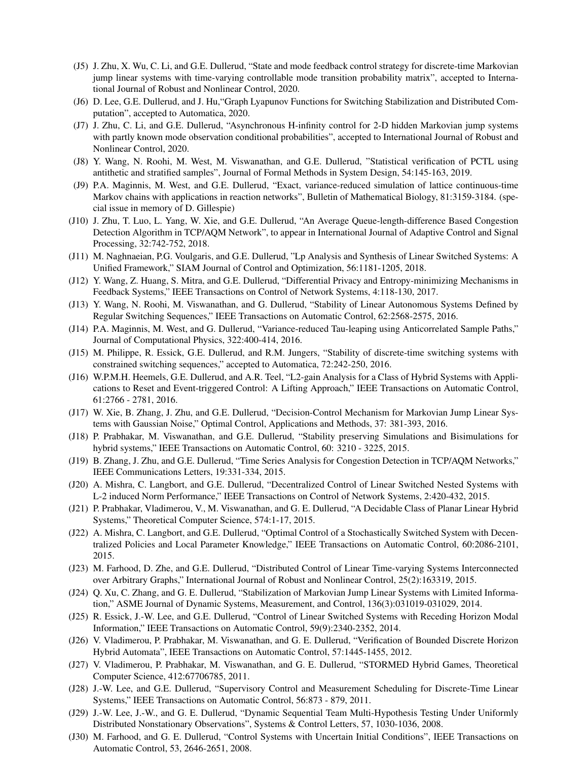- (J5) J. Zhu, X. Wu, C. Li, and G.E. Dullerud, “State and mode feedback control strategy for discrete-time Markovian jump linear systems with time-varying controllable mode transition probability matrix”, accepted to International Journal of Robust and Nonlinear Control, 2020.
- (J6) D. Lee, G.E. Dullerud, and J. Hu,“Graph Lyapunov Functions for Switching Stabilization and Distributed Computation”, accepted to Automatica, 2020.
- (J7) J. Zhu, C. Li, and G.E. Dullerud, “Asynchronous H-infinity control for 2-D hidden Markovian jump systems with partly known mode observation conditional probabilities”, accepted to International Journal of Robust and Nonlinear Control, 2020.
- (J8) Y. Wang, N. Roohi, M. West, M. Viswanathan, and G.E. Dullerud, ”Statistical verification of PCTL using antithetic and stratified samples”, Journal of Formal Methods in System Design, 54:145-163, 2019.
- (J9) P.A. Maginnis, M. West, and G.E. Dullerud, “Exact, variance-reduced simulation of lattice continuous-time Markov chains with applications in reaction networks”, Bulletin of Mathematical Biology, 81:3159-3184. (special issue in memory of D. Gillespie)
- (J10) J. Zhu, T. Luo, L. Yang, W. Xie, and G.E. Dullerud, “An Average Queue-length-difference Based Congestion Detection Algorithm in TCP/AQM Network”, to appear in International Journal of Adaptive Control and Signal Processing, 32:742-752, 2018.
- (J11) M. Naghnaeian, P.G. Voulgaris, and G.E. Dullerud, ”Lp Analysis and Synthesis of Linear Switched Systems: A Unified Framework,” SIAM Journal of Control and Optimization, 56:1181-1205, 2018.
- (J12) Y. Wang, Z. Huang, S. Mitra, and G.E. Dullerud, “Differential Privacy and Entropy-minimizing Mechanisms in Feedback Systems,” IEEE Transactions on Control of Network Systems, 4:118-130, 2017.
- (J13) Y. Wang, N. Roohi, M. Viswanathan, and G. Dullerud, “Stability of Linear Autonomous Systems Defined by Regular Switching Sequences,” IEEE Transactions on Automatic Control, 62:2568-2575, 2016.
- (J14) P.A. Maginnis, M. West, and G. Dullerud, “Variance-reduced Tau-leaping using Anticorrelated Sample Paths,” Journal of Computational Physics, 322:400-414, 2016.
- (J15) M. Philippe, R. Essick, G.E. Dullerud, and R.M. Jungers, “Stability of discrete-time switching systems with constrained switching sequences,” accepted to Automatica, 72:242-250, 2016.
- (J16) W.P.M.H. Heemels, G.E. Dullerud, and A.R. Teel, “L2-gain Analysis for a Class of Hybrid Systems with Applications to Reset and Event-triggered Control: A Lifting Approach,” IEEE Transactions on Automatic Control, 61:2766 - 2781, 2016.
- (J17) W. Xie, B. Zhang, J. Zhu, and G.E. Dullerud, “Decision-Control Mechanism for Markovian Jump Linear Systems with Gaussian Noise,” Optimal Control, Applications and Methods, 37: 381-393, 2016.
- (J18) P. Prabhakar, M. Viswanathan, and G.E. Dullerud, “Stability preserving Simulations and Bisimulations for hybrid systems,” IEEE Transactions on Automatic Control, 60: 3210 - 3225, 2015.
- (J19) B. Zhang, J. Zhu, and G.E. Dullerud, “Time Series Analysis for Congestion Detection in TCP/AQM Networks,” IEEE Communications Letters, 19:331-334, 2015.
- (J20) A. Mishra, C. Langbort, and G.E. Dullerud, “Decentralized Control of Linear Switched Nested Systems with L-2 induced Norm Performance,” IEEE Transactions on Control of Network Systems, 2:420-432, 2015.
- (J21) P. Prabhakar, Vladimerou, V., M. Viswanathan, and G. E. Dullerud, “A Decidable Class of Planar Linear Hybrid Systems,” Theoretical Computer Science, 574:1-17, 2015.
- (J22) A. Mishra, C. Langbort, and G.E. Dullerud, “Optimal Control of a Stochastically Switched System with Decentralized Policies and Local Parameter Knowledge,” IEEE Transactions on Automatic Control, 60:2086-2101, 2015.
- (J23) M. Farhood, D. Zhe, and G.E. Dullerud, “Distributed Control of Linear Time-varying Systems Interconnected over Arbitrary Graphs,” International Journal of Robust and Nonlinear Control, 25(2):163319, 2015.
- (J24) Q. Xu, C. Zhang, and G. E. Dullerud, “Stabilization of Markovian Jump Linear Systems with Limited Information,” ASME Journal of Dynamic Systems, Measurement, and Control, 136(3):031019-031029, 2014.
- (J25) R. Essick, J.-W. Lee, and G.E. Dullerud, “Control of Linear Switched Systems with Receding Horizon Modal Information,” IEEE Transactions on Automatic Control, 59(9):2340-2352, 2014.
- (J26) V. Vladimerou, P. Prabhakar, M. Viswanathan, and G. E. Dullerud, “Verification of Bounded Discrete Horizon Hybrid Automata”, IEEE Transactions on Automatic Control, 57:1445-1455, 2012.
- (J27) V. Vladimerou, P. Prabhakar, M. Viswanathan, and G. E. Dullerud, “STORMED Hybrid Games, Theoretical Computer Science, 412:67706785, 2011.
- (J28) J.-W. Lee, and G.E. Dullerud, “Supervisory Control and Measurement Scheduling for Discrete-Time Linear Systems,” IEEE Transactions on Automatic Control, 56:873 - 879, 2011.
- (J29) J.-W. Lee, J.-W., and G. E. Dullerud, “Dynamic Sequential Team Multi-Hypothesis Testing Under Uniformly Distributed Nonstationary Observations”, Systems & Control Letters, 57, 1030-1036, 2008.
- (J30) M. Farhood, and G. E. Dullerud, “Control Systems with Uncertain Initial Conditions”, IEEE Transactions on Automatic Control, 53, 2646-2651, 2008.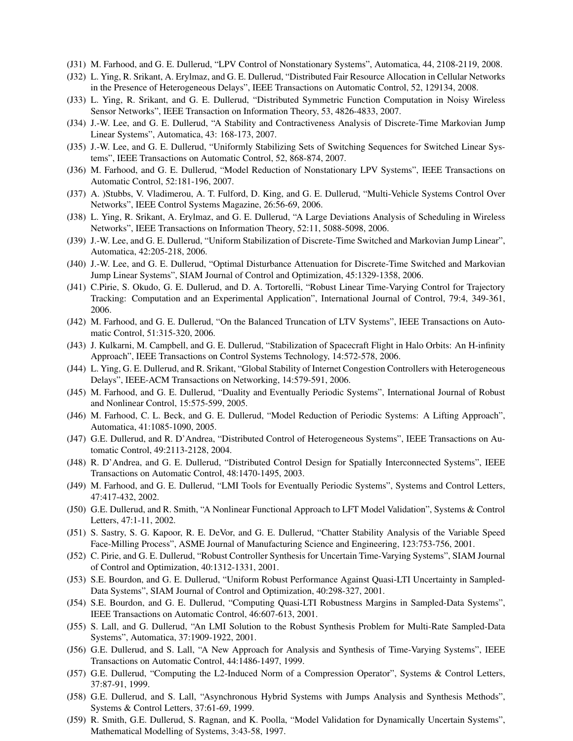(J31) M. Farhood, and G. E. Dullerud, "LPV Control of Nonstationary Systems", Automatica, 44, 2108-2119, 2008.

(J32) L. Ying, R. Srikant, A. Erylmaz, and G. E. Dullerud, "Distributed Fair Resource Allocation in Cellular Networks in the Presence of Heterogeneous Delays", IEEE Transactions on Automatic Control, 52, 129134, 2008.

(J33) L. Ying, R. Srikant, and G. E. Dullerud, "Distributed Symmetric Function Computation in Noisy Wireless Sensor Networks", IEEE Transaction on Information Theory, 53, 4826-4833, 2007.

(J34) J.-W. Lee, and G. E. Dullerud, "A Stability and Contractiveness Analysis of Discrete-Time Markovian Jump Linear Systems", Automatica, 43: 168-173, 2007.

(J35) J.-W. Lee, and G. E. Dullerud, "Uniformly Stabilizing Sets of Switching Sequences for Switched Linear Systems", IEEE Transactions on Automatic Control, 52, 868-874, 2007.

(J36) M. Farhood, and G. E. Dullerud, "Model Reduction of Nonstationary LPV Systems", IEEE Transactions on Automatic Control, 52:181-196, 2007.

(J37) A. )Stubbs, V. Vladimerou, A. T. Fulford, D. King, and G. E. Dullerud, "Multi-Vehicle Systems Control Over Networks", IEEE Control Systems Magazine, 26:56-69, 2006.

(J38) L. Ying, R. Srikant, A. Erylmaz, and G. E. Dullerud, "A Large Deviations Analysis of Scheduling in Wireless Networks", IEEE Transactions on Information Theory, 52:11, 5088-5098, 2006.

(J39) J.-W. Lee, and G. E. Dullerud, "Uniform Stabilization of Discrete-Time Switched and Markovian Jump Linear", Automatica, 42:205-218, 2006.

(J40) J.-W. Lee, and G. E. Dullerud, "Optimal Disturbance Attenuation for Discrete-Time Switched and Markovian Jump Linear Systems", SIAM Journal of Control and Optimization, 45:1329-1358, 2006.

(J41) C.Pirie, S. Okudo, G. E. Dullerud, and D. A. Tortorelli, "Robust Linear Time-Varying Control for Trajectory Tracking: Computation and an Experimental Application", International Journal of Control, 79:4, 349-361, 2006.

(J42) M. Farhood, and G. E. Dullerud, "On the Balanced Truncation of LTV Systems", IEEE Transactions on Automatic Control, 51:315-320, 2006.

(J43) J. Kulkarni, M. Campbell, and G. E. Dullerud, "Stabilization of Spacecraft Flight in Halo Orbits: An H-infinity Approach", IEEE Transactions on Control Systems Technology, 14:572-578, 2006.

(J44) L. Ying, G. E. Dullerud, and R. Srikant, "Global Stability of Internet Congestion Controllers with Heterogeneous Delays", IEEE-ACM Transactions on Networking, 14:579-591, 2006.

(J45) M. Farhood, and G. E. Dullerud, "Duality and Eventually Periodic Systems", International Journal of Robust and Nonlinear Control, 15:575-599, 2005.

(J46) M. Farhood, C. L. Beck, and G. E. Dullerud, "Model Reduction of Periodic Systems: A Lifting Approach", Automatica, 41:1085-1090, 2005.

(J47) G.E. Dullerud, and R. D'Andrea, "Distributed Control of Heterogeneous Systems", IEEE Transactions on Automatic Control, 49:2113-2128, 2004.

(J48) R. D'Andrea, and G. E. Dullerud, "Distributed Control Design for Spatially Interconnected Systems", IEEE Transactions on Automatic Control, 48:1470-1495, 2003.

(J49) M. Farhood, and G. E. Dullerud, "LMI Tools for Eventually Periodic Systems", Systems and Control Letters, 47:417-432, 2002.

(J50) G.E. Dullerud, and R. Smith, "A Nonlinear Functional Approach to LFT Model Validation", Systems & Control Letters, 47:1-11, 2002.

(J51) S. Sastry, S. G. Kapoor, R. E. DeVor, and G. E. Dullerud, "Chatter Stability Analysis of the Variable Speed Face-Milling Process", ASME Journal of Manufacturing Science and Engineering, 123:753-756, 2001.

(J52) C. Pirie, and G. E. Dullerud, "Robust Controller Synthesis for Uncertain Time-Varying Systems", SIAM Journal of Control and Optimization, 40:1312-1331, 2001.

(J53) S.E. Bourdon, and G. E. Dullerud, "Uniform Robust Performance Against Quasi-LTI Uncertainty in Sampled-Data Systems", SIAM Journal of Control and Optimization, 40:298-327, 2001.

(J54) S.E. Bourdon, and G. E. Dullerud, "Computing Quasi-LTI Robustness Margins in Sampled-Data Systems", IEEE Transactions on Automatic Control, 46:607-613, 2001.

(J55) S. Lall, and G. Dullerud, "An LMI Solution to the Robust Synthesis Problem for Multi-Rate Sampled-Data Systems", Automatica, 37:1909-1922, 2001.

(J56) G.E. Dullerud, and S. Lall, "A New Approach for Analysis and Synthesis of Time-Varying Systems", IEEE Transactions on Automatic Control, 44:1486-1497, 1999.

(J57) G.E. Dullerud, "Computing the L2-Induced Norm of a Compression Operator", Systems & Control Letters, 37:87-91, 1999.

(J58) G.E. Dullerud, and S. Lall, "Asynchronous Hybrid Systems with Jumps Analysis and Synthesis Methods", Systems & Control Letters, 37:61-69, 1999.

(J59) R. Smith, G.E. Dullerud, S. Ragnan, and K. Poolla, "Model Validation for Dynamically Uncertain Systems", Mathematical Modelling of Systems, 3:43-58, 1997.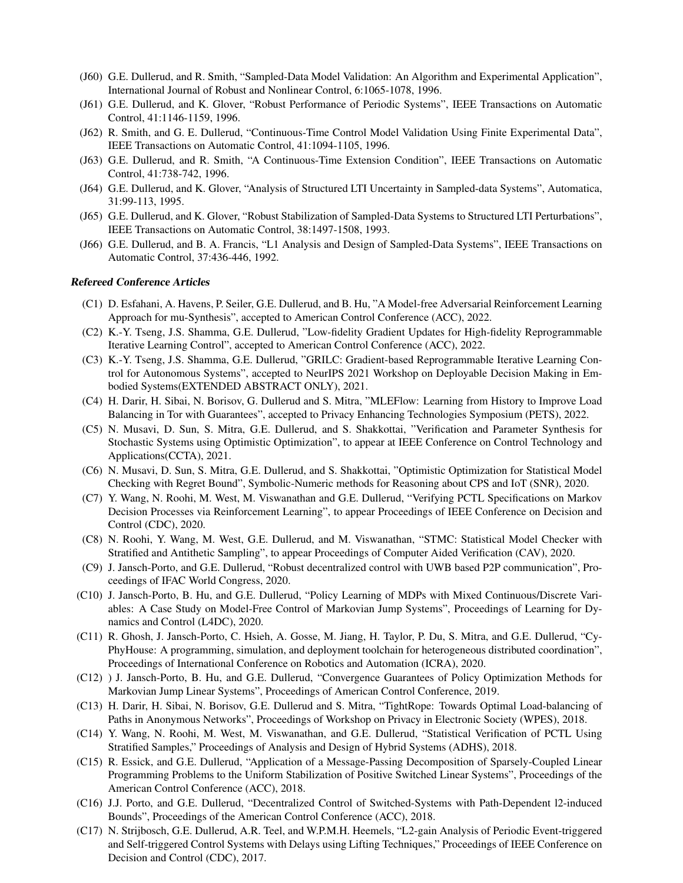- (J60) G.E. Dullerud, and R. Smith, “Sampled-Data Model Validation: An Algorithm and Experimental Application”, International Journal of Robust and Nonlinear Control, 6:1065-1078, 1996.
- (J61) G.E. Dullerud, and K. Glover, “Robust Performance of Periodic Systems”, IEEE Transactions on Automatic Control, 41:1146-1159, 1996.
- (J62) R. Smith, and G. E. Dullerud, “Continuous-Time Control Model Validation Using Finite Experimental Data”, IEEE Transactions on Automatic Control, 41:1094-1105, 1996.
- (J63) G.E. Dullerud, and R. Smith, “A Continuous-Time Extension Condition”, IEEE Transactions on Automatic Control, 41:738-742, 1996.
- (J64) G.E. Dullerud, and K. Glover, “Analysis of Structured LTI Uncertainty in Sampled-data Systems”, Automatica, 31:99-113, 1995.
- (J65) G.E. Dullerud, and K. Glover, “Robust Stabilization of Sampled-Data Systems to Structured LTI Perturbations”, IEEE Transactions on Automatic Control, 38:1497-1508, 1993.
- (J66) G.E. Dullerud, and B. A. Francis, “L1 Analysis and Design of Sampled-Data Systems”, IEEE Transactions on Automatic Control, 37:436-446, 1992.

### *Refereed Conference Articles*

- (C1) D. Esfahani, A. Havens, P. Seiler, G.E. Dullerud, and B. Hu, "A Model-free Adversarial Reinforcement Learning Approach for mu-Synthesis", accepted to American Control Conference (ACC), 2022.
- (C2) K.-Y. Tseng, J.S. Shamma, G.E. Dullerud, "Low-fidelity Gradient Updates for High-fidelity Reprogrammable Iterative Learning Control", accepted to American Control Conference (ACC), 2022.
- (C3) K.-Y. Tseng, J.S. Shamma, G.E. Dullerud, "GRILC: Gradient-based Reprogrammable Iterative Learning Control for Autonomous Systems", accepted to NeurIPS 2021 Workshop on Deployable Decision Making in Embodied Systems(EXTENDED ABSTRACT ONLY), 2021.
- (C4) H. Darir, H. Sibai, N. Borisov, G. Dullerud and S. Mitra, "MLEFlow: Learning from History to Improve Load Balancing in Tor with Guarantees", accepted to Privacy Enhancing Technologies Symposium (PETS), 2022.
- (C5) N. Musavi, D. Sun, S. Mitra, G.E. Dullerud, and S. Shakkottai, "Verification and Parameter Synthesis for Stochastic Systems using Optimistic Optimization", to appear at IEEE Conference on Control Technology and Applications(CCTA), 2021.
- (C6) N. Musavi, D. Sun, S. Mitra, G.E. Dullerud, and S. Shakkottai, "Optimistic Optimization for Statistical Model Checking with Regret Bound", Symbolic-Numeric methods for Reasoning about CPS and IoT (SNR), 2020.
- (C7) Y. Wang, N. Roohi, M. West, M. Viswanathan and G.E. Dullerud, “Verifying PCTL Specifications on Markov Decision Processes via Reinforcement Learning”, to appear Proceedings of IEEE Conference on Decision and Control (CDC), 2020.
- (C8) N. Roohi, Y. Wang, M. West, G.E. Dullerud, and M. Viswanathan, “STMC: Statistical Model Checker with Stratified and Antithetic Sampling”, to appear Proceedings of Computer Aided Verification (CAV), 2020.
- (C9) J. Jansch-Porto, and G.E. Dullerud, “Robust decentralized control with UWB based P2P communication”, Proceedings of IFAC World Congress, 2020.
- (C10) J. Jansch-Porto, B. Hu, and G.E. Dullerud, “Policy Learning of MDPs with Mixed Continuous/Discrete Variables: A Case Study on Model-Free Control of Markovian Jump Systems”, Proceedings of Learning for Dynamics and Control (L4DC), 2020.
- (C11) R. Ghosh, J. Jansch-Porto, C. Hsieh, A. Gosse, M. Jiang, H. Taylor, P. Du, S. Mitra, and G.E. Dullerud, “CyPhyHouse: A programming, simulation, and deployment toolchain for heterogeneous distributed coordination”, Proceedings of International Conference on Robotics and Automation (ICRA), 2020.
- (C12) ) J. Jansch-Porto, B. Hu, and G.E. Dullerud, “Convergence Guarantees of Policy Optimization Methods for Markovian Jump Linear Systems”, Proceedings of American Control Conference, 2019.
- (C13) H. Darir, H. Sibai, N. Borisov, G.E. Dullerud and S. Mitra, “TightRope: Towards Optimal Load-balancing of Paths in Anonymous Networks”, Proceedings of Workshop on Privacy in Electronic Society (WPES), 2018.
- (C14) Y. Wang, N. Roohi, M. West, M. Viswanathan, and G.E. Dullerud, “Statistical Verification of PCTL Using Stratified Samples,” Proceedings of Analysis and Design of Hybrid Systems (ADHS), 2018.
- (C15) R. Essick, and G.E. Dullerud, “Application of a Message-Passing Decomposition of Sparsely-Coupled Linear Programming Problems to the Uniform Stabilization of Positive Switched Linear Systems”, Proceedings of the American Control Conference (ACC), 2018.
- (C16) J.J. Porto, and G.E. Dullerud, “Decentralized Control of Switched-Systems with Path-Dependent l2-induced Bounds”, Proceedings of the American Control Conference (ACC), 2018.
- (C17) N. Strijbosch, G.E. Dullerud, A.R. Teel, and W.P.M.H. Heemels, “L2-gain Analysis of Periodic Event-triggered and Self-triggered Control Systems with Delays using Lifting Techniques,” Proceedings of IEEE Conference on Decision and Control (CDC), 2017.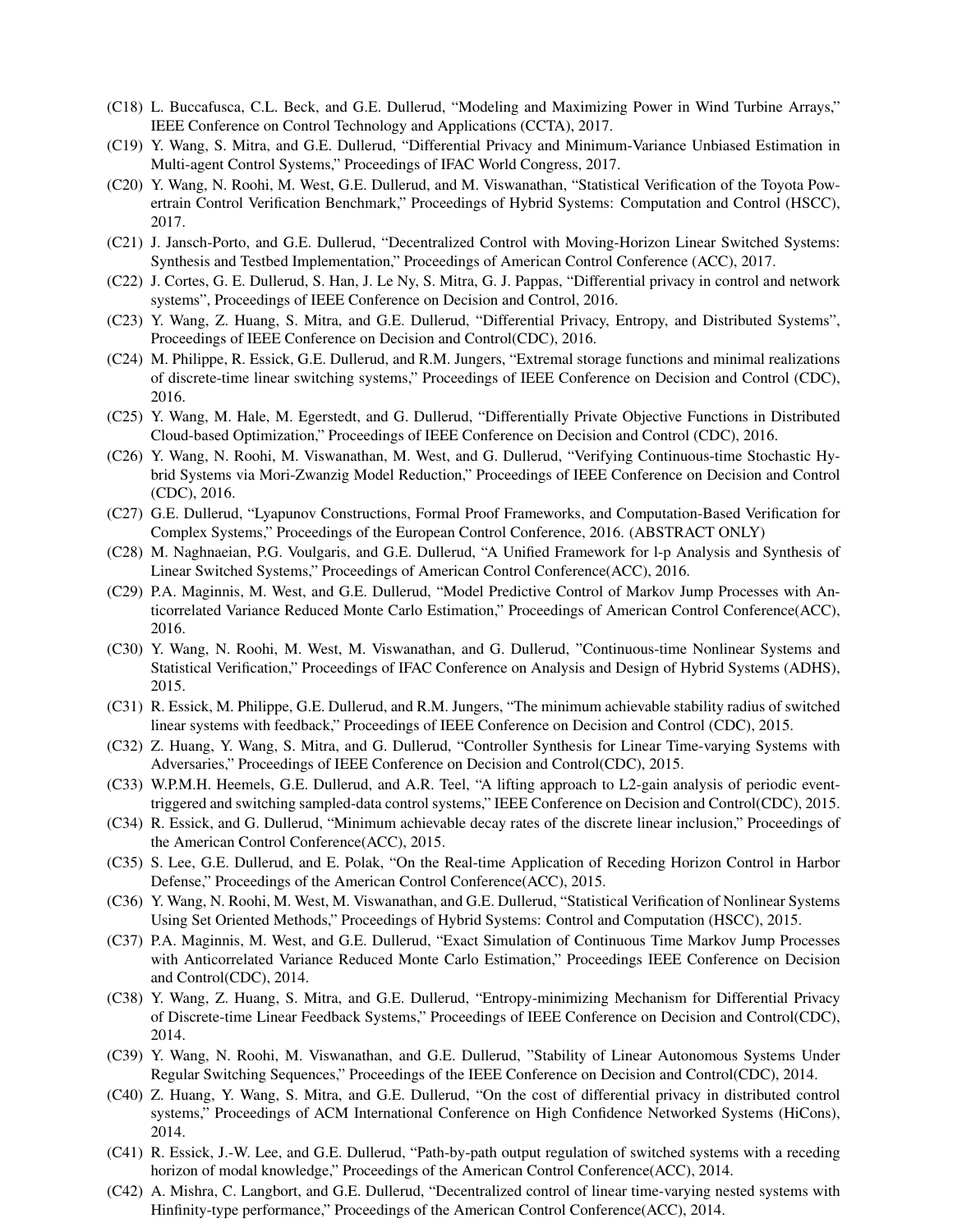(C18) L. Buccafusca, C.L. Beck, and G.E. Dullerud, “Modeling and Maximizing Power in Wind Turbine Arrays,” IEEE Conference on Control Technology and Applications (CCTA), 2017.

(C19) Y. Wang, S. Mitra, and G.E. Dullerud, “Differential Privacy and Minimum-Variance Unbiased Estimation in Multi-agent Control Systems,” Proceedings of IFAC World Congress, 2017.

(C20) Y. Wang, N. Roohi, M. West, G.E. Dullerud, and M. Viswanathan, “Statistical Verification of the Toyota Powertrain Control Verification Benchmark,” Proceedings of Hybrid Systems: Computation and Control (HSCC), 2017.

(C21) J. Jansch-Porto, and G.E. Dullerud, “Decentralized Control with Moving-Horizon Linear Switched Systems: Synthesis and Testbed Implementation,” Proceedings of American Control Conference (ACC), 2017.

(C22) J. Cortes, G. E. Dullerud, S. Han, J. Le Ny, S. Mitra, G. J. Pappas, “Differential privacy in control and network systems”, Proceedings of IEEE Conference on Decision and Control, 2016.

(C23) Y. Wang, Z. Huang, S. Mitra, and G.E. Dullerud, “Differential Privacy, Entropy, and Distributed Systems”, Proceedings of IEEE Conference on Decision and Control(CDC), 2016.

(C24) M. Philippe, R. Essick, G.E. Dullerud, and R.M. Jungers, “Extremal storage functions and minimal realizations of discrete-time linear switching systems,” Proceedings of IEEE Conference on Decision and Control (CDC), 2016.

(C25) Y. Wang, M. Hale, M. Egerstedt, and G. Dullerud, “Differentially Private Objective Functions in Distributed Cloud-based Optimization,” Proceedings of IEEE Conference on Decision and Control (CDC), 2016.

(C26) Y. Wang, N. Roohi, M. Viswanathan, M. West, and G. Dullerud, “Verifying Continuous-time Stochastic Hybrid Systems via Mori-Zwanzig Model Reduction,” Proceedings of IEEE Conference on Decision and Control (CDC), 2016.

(C27) G.E. Dullerud, “Lyapunov Constructions, Formal Proof Frameworks, and Computation-Based Verification for Complex Systems,” Proceedings of the European Control Conference, 2016. (ABSTRACT ONLY)

(C28) M. Naghnaeian, P.G. Voulgaris, and G.E. Dullerud, “A Unified Framework for l-p Analysis and Synthesis of Linear Switched Systems,” Proceedings of American Control Conference(ACC), 2016.

(C29) P.A. Maginnis, M. West, and G.E. Dullerud, “Model Predictive Control of Markov Jump Processes with Anticorrelated Variance Reduced Monte Carlo Estimation,” Proceedings of American Control Conference(ACC), 2016.

(C30) Y. Wang, N. Roohi, M. West, M. Viswanathan, and G. Dullerud, ”Continuous-time Nonlinear Systems and Statistical Verification,” Proceedings of IFAC Conference on Analysis and Design of Hybrid Systems (ADHS), 2015.

(C31) R. Essick, M. Philippe, G.E. Dullerud, and R.M. Jungers, “The minimum achievable stability radius of switched linear systems with feedback,” Proceedings of IEEE Conference on Decision and Control (CDC), 2015.

(C32) Z. Huang, Y. Wang, S. Mitra, and G. Dullerud, “Controller Synthesis for Linear Time-varying Systems with Adversaries,” Proceedings of IEEE Conference on Decision and Control(CDC), 2015.

(C33) W.P.M.H. Heemels, G.E. Dullerud, and A.R. Teel, “A lifting approach to L2-gain analysis of periodic event-triggered and switching sampled-data control systems,” IEEE Conference on Decision and Control(CDC), 2015.

(C34) R. Essick, and G. Dullerud, “Minimum achievable decay rates of the discrete linear inclusion,” Proceedings of the American Control Conference(ACC), 2015.

(C35) S. Lee, G.E. Dullerud, and E. Polak, “On the Real-time Application of Receding Horizon Control in Harbor Defense,” Proceedings of the American Control Conference(ACC), 2015.

(C36) Y. Wang, N. Roohi, M. West, M. Viswanathan, and G.E. Dullerud, “Statistical Verification of Nonlinear Systems Using Set Oriented Methods,” Proceedings of Hybrid Systems: Control and Computation (HSCC), 2015.

(C37) P.A. Maginnis, M. West, and G.E. Dullerud, “Exact Simulation of Continuous Time Markov Jump Processes with Anticorrelated Variance Reduced Monte Carlo Estimation,” Proceedings IEEE Conference on Decision and Control(CDC), 2014.

(C38) Y. Wang, Z. Huang, S. Mitra, and G.E. Dullerud, “Entropy-minimizing Mechanism for Differential Privacy of Discrete-time Linear Feedback Systems,” Proceedings of IEEE Conference on Decision and Control(CDC), 2014.

(C39) Y. Wang, N. Roohi, M. Viswanathan, and G.E. Dullerud, ”Stability of Linear Autonomous Systems Under Regular Switching Sequences,” Proceedings of the IEEE Conference on Decision and Control(CDC), 2014.

(C40) Z. Huang, Y. Wang, S. Mitra, and G.E. Dullerud, “On the cost of differential privacy in distributed control systems,” Proceedings of ACM International Conference on High Confidence Networked Systems (HiCons), 2014.

(C41) R. Essick, J.-W. Lee, and G.E. Dullerud, “Path-by-path output regulation of switched systems with a receding horizon of modal knowledge,” Proceedings of the American Control Conference(ACC), 2014.

(C42) A. Mishra, C. Langbort, and G.E. Dullerud, “Decentralized control of linear time-varying nested systems with Hinfinity-type performance,” Proceedings of the American Control Conference(ACC), 2014.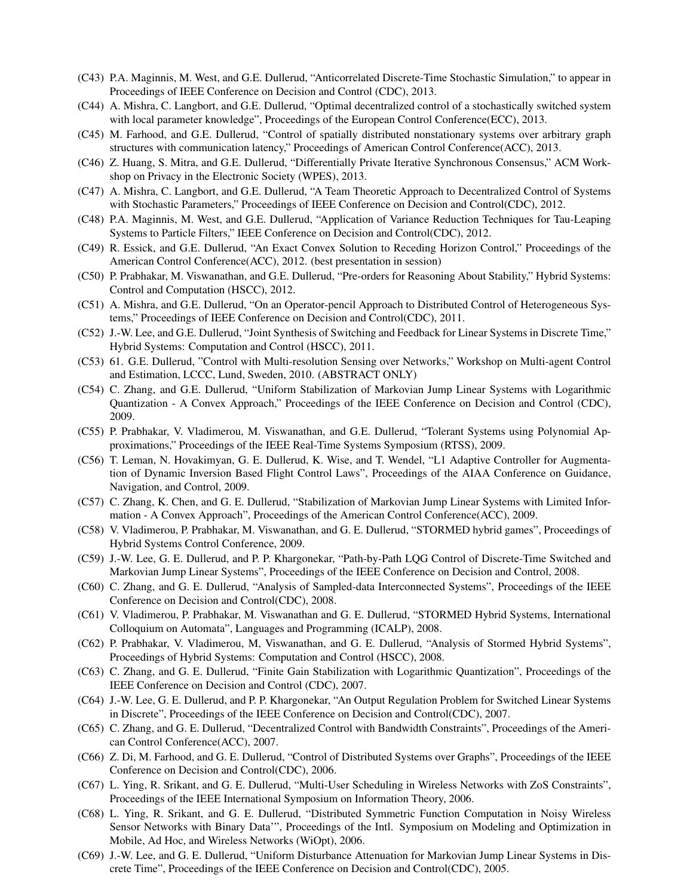(C43) P.A. Maginnis, M. West, and G.E. Dullerud, "Anticorrelated Discrete-Time Stochastic Simulation," to appear in Proceedings of IEEE Conference on Decision and Control (CDC), 2013.

(C44) A. Mishra, C. Langbort, and G.E. Dullerud, "Optimal decentralized control of a stochastically switched system with local parameter knowledge", Proceedings of the European Control Conference(ECC), 2013.

(C45) M. Farhood, and G.E. Dullerud, "Control of spatially distributed nonstationary systems over arbitrary graph structures with communication latency," Proceedings of American Control Conference(ACC), 2013.

(C46) Z. Huang, S. Mitra, and G.E. Dullerud, "Differentially Private Iterative Synchronous Consensus," ACM Workshop on Privacy in the Electronic Society (WPES), 2013.

(C47) A. Mishra, C. Langbort, and G.E. Dullerud, "A Team Theoretic Approach to Decentralized Control of Systems with Stochastic Parameters," Proceedings of IEEE Conference on Decision and Control(CDC), 2012.

(C48) P.A. Maginnis, M. West, and G.E. Dullerud, "Application of Variance Reduction Techniques for Tau-Leaping Systems to Particle Filters," IEEE Conference on Decision and Control(CDC), 2012.

(C49) R. Essick, and G.E. Dullerud, "An Exact Convex Solution to Receding Horizon Control," Proceedings of the American Control Conference(ACC), 2012. (best presentation in session)

(C50) P. Prabhakar, M. Viswanathan, and G.E. Dullerud, "Pre-orders for Reasoning About Stability," Hybrid Systems: Control and Computation (HSCC), 2012.

(C51) A. Mishra, and G.E. Dullerud, "On an Operator-pencil Approach to Distributed Control of Heterogeneous Systems," Proceedings of IEEE Conference on Decision and Control(CDC), 2011.

(C52) J.-W. Lee, and G.E. Dullerud, "Joint Synthesis of Switching and Feedback for Linear Systems in Discrete Time," Hybrid Systems: Computation and Control (HSCC), 2011.

(C53) 61. G.E. Dullerud, "Control with Multi-resolution Sensing over Networks," Workshop on Multi-agent Control and Estimation, LCCC, Lund, Sweden, 2010. (ABSTRACT ONLY)

(C54) C. Zhang, and G.E. Dullerud, "Uniform Stabilization of Markovian Jump Linear Systems with Logarithmic Quantization - A Convex Approach," Proceedings of the IEEE Conference on Decision and Control (CDC), 2009.

(C55) P. Prabhakar, V. Vladimerou, M. Viswanathan, and G.E. Dullerud, "Tolerant Systems using Polynomial Approximations," Proceedings of the IEEE Real-Time Systems Symposium (RTSS), 2009.

(C56) T. Leman, N. Hovakimyan, G. E. Dullerud, K. Wise, and T. Wendel, "L1 Adaptive Controller for Augmentation of Dynamic Inversion Based Flight Control Laws", Proceedings of the AIAA Conference on Guidance, Navigation, and Control, 2009.

(C57) C. Zhang, K. Chen, and G. E. Dullerud, "Stabilization of Markovian Jump Linear Systems with Limited Information - A Convex Approach", Proceedings of the American Control Conference(ACC), 2009.

(C58) V. Vladimerou, P. Prabhakar, M. Viswanathan, and G. E. Dullerud, "STORMED hybrid games", Proceedings of Hybrid Systems Control Conference, 2009.

(C59) J.-W. Lee, G. E. Dullerud, and P. P. Khargonekar, "Path-by-Path LQG Control of Discrete-Time Switched and Markovian Jump Linear Systems", Proceedings of the IEEE Conference on Decision and Control, 2008.

(C60) C. Zhang, and G. E. Dullerud, "Analysis of Sampled-data Interconnected Systems", Proceedings of the IEEE Conference on Decision and Control(CDC), 2008.

(C61) V. Vladimerou, P. Prabhakar, M. Viswanathan and G. E. Dullerud, "STORMED Hybrid Systems, International Colloquium on Automata", Languages and Programming (ICALP), 2008.

(C62) P. Prabhakar, V. Vladimerou, M, Viswanathan, and G. E. Dullerud, "Analysis of Stormed Hybrid Systems", Proceedings of Hybrid Systems: Computation and Control (HSCC), 2008.

(C63) C. Zhang, and G. E. Dullerud, "Finite Gain Stabilization with Logarithmic Quantization", Proceedings of the IEEE Conference on Decision and Control (CDC), 2007.

(C64) J.-W. Lee, G. E. Dullerud, and P. P. Khargonekar, "An Output Regulation Problem for Switched Linear Systems in Discrete", Proceedings of the IEEE Conference on Decision and Control(CDC), 2007.

(C65) C. Zhang, and G. E. Dullerud, "Decentralized Control with Bandwidth Constraints", Proceedings of the American Control Conference(ACC), 2007.

(C66) Z. Di, M. Farhood, and G. E. Dullerud, "Control of Distributed Systems over Graphs", Proceedings of the IEEE Conference on Decision and Control(CDC), 2006.

(C67) L. Ying, R. Srikant, and G. E. Dullerud, "Multi-User Scheduling in Wireless Networks with ZoS Constraints", Proceedings of the IEEE International Symposium on Information Theory, 2006.

(C68) L. Ying, R. Srikant, and G. E. Dullerud, "Distributed Symmetric Function Computation in Noisy Wireless Sensor Networks with Binary Data'", Proceedings of the Intl. Symposium on Modeling and Optimization in Mobile, Ad Hoc, and Wireless Networks (WiOpt), 2006.

(C69) J.-W. Lee, and G. E. Dullerud, "Uniform Disturbance Attenuation for Markovian Jump Linear Systems in Discrete Time", Proceedings of the IEEE Conference on Decision and Control(CDC), 2005.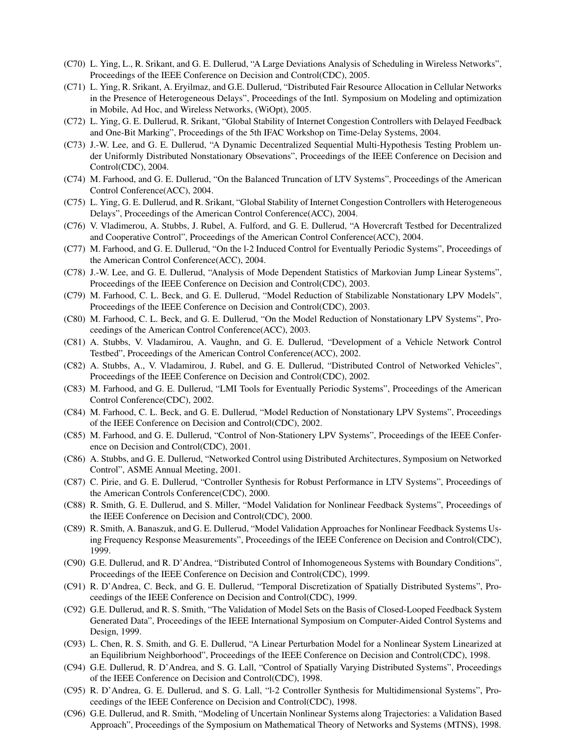(C70) L. Ying, L., R. Srikant, and G. E. Dullerud, "A Large Deviations Analysis of Scheduling in Wireless Networks", Proceedings of the IEEE Conference on Decision and Control(CDC), 2005.

(C71) L. Ying, R. Srikant, A. Eryilmaz, and G.E. Dullerud, "Distributed Fair Resource Allocation in Cellular Networks in the Presence of Heterogeneous Delays", Proceedings of the Intl. Symposium on Modeling and optimization in Mobile, Ad Hoc, and Wireless Networks, (WiOpt), 2005.

(C72) L. Ying, G. E. Dullerud, R. Srikant, "Global Stability of Internet Congestion Controllers with Delayed Feedback and One-Bit Marking", Proceedings of the 5th IFAC Workshop on Time-Delay Systems, 2004.

(C73) J.-W. Lee, and G. E. Dullerud, "A Dynamic Decentralized Sequential Multi-Hypothesis Testing Problem under Uniformly Distributed Nonstationary Obsevations", Proceedings of the IEEE Conference on Decision and Control(CDC), 2004.

(C74) M. Farhood, and G. E. Dullerud, "On the Balanced Truncation of LTV Systems", Proceedings of the American Control Conference(ACC), 2004.

(C75) L. Ying, G. E. Dullerud, and R. Srikant, "Global Stability of Internet Congestion Controllers with Heterogeneous Delays", Proceedings of the American Control Conference(ACC), 2004.

(C76) V. Vladimerou, A. Stubbs, J. Rubel, A. Fulford, and G. E. Dullerud, "A Hovercraft Testbed for Decentralized and Cooperative Control", Proceedings of the American Control Conference(ACC), 2004.

(C77) M. Farhood, and G. E. Dullerud, "On the l-2 Induced Control for Eventually Periodic Systems", Proceedings of the American Control Conference(ACC), 2004.

(C78) J.-W. Lee, and G. E. Dullerud, "Analysis of Mode Dependent Statistics of Markovian Jump Linear Systems", Proceedings of the IEEE Conference on Decision and Control(CDC), 2003.

(C79) M. Farhood, C. L. Beck, and G. E. Dullerud, "Model Reduction of Stabilizable Nonstationary LPV Models", Proceedings of the IEEE Conference on Decision and Control(CDC), 2003.

(C80) M. Farhood, C. L. Beck, and G. E. Dullerud, "On the Model Reduction of Nonstationary LPV Systems", Proceedings of the American Control Conference(ACC), 2003.

(C81) A. Stubbs, V. Vladamirou, A. Vaughn, and G. E. Dullerud, "Development of a Vehicle Network Control Testbed", Proceedings of the American Control Conference(ACC), 2002.

(C82) A. Stubbs, A., V. Vladamirou, J. Rubel, and G. E. Dullerud, "Distributed Control of Networked Vehicles", Proceedings of the IEEE Conference on Decision and Control(CDC), 2002.

(C83) M. Farhood, and G. E. Dullerud, "LMI Tools for Eventually Periodic Systems", Proceedings of the American Control Conference(CDC), 2002.

(C84) M. Farhood, C. L. Beck, and G. E. Dullerud, "Model Reduction of Nonstationary LPV Systems", Proceedings of the IEEE Conference on Decision and Control(CDC), 2002.

(C85) M. Farhood, and G. E. Dullerud, "Control of Non-Stationery LPV Systems", Proceedings of the IEEE Conference on Decision and Control(CDC), 2001.

(C86) A. Stubbs, and G. E. Dullerud, "Networked Control using Distributed Architectures, Symposium on Networked Control", ASME Annual Meeting, 2001.

(C87) C. Pirie, and G. E. Dullerud, "Controller Synthesis for Robust Performance in LTV Systems", Proceedings of the American Controls Conference(CDC), 2000.

(C88) R. Smith, G. E. Dullerud, and S. Miller, "Model Validation for Nonlinear Feedback Systems", Proceedings of the IEEE Conference on Decision and Control(CDC), 2000.

(C89) R. Smith, A. Banaszuk, and G. E. Dullerud, "Model Validation Approaches for Nonlinear Feedback Systems Using Frequency Response Measurements", Proceedings of the IEEE Conference on Decision and Control(CDC), 1999.

(C90) G.E. Dullerud, and R. D'Andrea, "Distributed Control of Inhomogeneous Systems with Boundary Conditions", Proceedings of the IEEE Conference on Decision and Control(CDC), 1999.

(C91) R. D'Andrea, C. Beck, and G. E. Dullerud, "Temporal Discretization of Spatially Distributed Systems", Proceedings of the IEEE Conference on Decision and Control(CDC), 1999.

(C92) G.E. Dullerud, and R. S. Smith, "The Validation of Model Sets on the Basis of Closed-Looped Feedback System Generated Data", Proceedings of the IEEE International Symposium on Computer-Aided Control Systems and Design, 1999.

(C93) L. Chen, R. S. Smith, and G. E. Dullerud, "A Linear Perturbation Model for a Nonlinear System Linearized at an Equilibrium Neighborhood", Proceedings of the IEEE Conference on Decision and Control(CDC), 1998.

(C94) G.E. Dullerud, R. D'Andrea, and S. G. Lall, "Control of Spatially Varying Distributed Systems", Proceedings of the IEEE Conference on Decision and Control(CDC), 1998.

(C95) R. D'Andrea, G. E. Dullerud, and S. G. Lall, "l-2 Controller Synthesis for Multidimensional Systems", Proceedings of the IEEE Conference on Decision and Control(CDC), 1998.

(C96) G.E. Dullerud, and R. Smith, "Modeling of Uncertain Nonlinear Systems along Trajectories: a Validation Based Approach", Proceedings of the Symposium on Mathematical Theory of Networks and Systems (MTNS), 1998.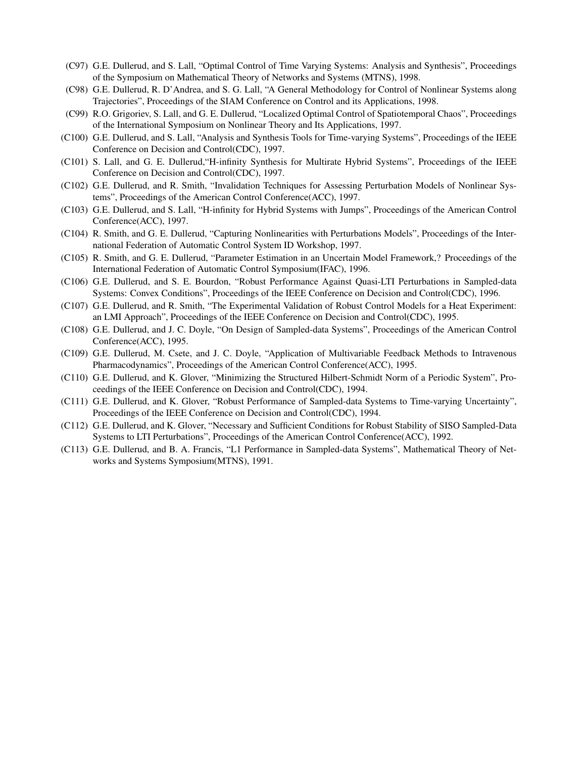- (C97) G.E. Dullerud, and S. Lall, “Optimal Control of Time Varying Systems: Analysis and Synthesis”, Proceedings of the Symposium on Mathematical Theory of Networks and Systems (MTNS), 1998.
- (C98) G.E. Dullerud, R. D’Andrea, and S. G. Lall, “A General Methodology for Control of Nonlinear Systems along Trajectories”, Proceedings of the SIAM Conference on Control and its Applications, 1998.
- (C99) R.O. Grigoriev, S. Lall, and G. E. Dullerud, “Localized Optimal Control of Spatiotemporal Chaos”, Proceedings of the International Symposium on Nonlinear Theory and Its Applications, 1997.
- (C100) G.E. Dullerud, and S. Lall, “Analysis and Synthesis Tools for Time-varying Systems”, Proceedings of the IEEE Conference on Decision and Control(CDC), 1997.
- (C101) S. Lall, and G. E. Dullerud,“H-infinity Synthesis for Multirate Hybrid Systems”, Proceedings of the IEEE Conference on Decision and Control(CDC), 1997.
- (C102) G.E. Dullerud, and R. Smith, “Invalidation Techniques for Assessing Perturbation Models of Nonlinear Systems”, Proceedings of the American Control Conference(ACC), 1997.
- (C103) G.E. Dullerud, and S. Lall, “H-infinity for Hybrid Systems with Jumps”, Proceedings of the American Control Conference(ACC), 1997.
- (C104) R. Smith, and G. E. Dullerud, “Capturing Nonlinearities with Perturbations Models”, Proceedings of the International Federation of Automatic Control System ID Workshop, 1997.
- (C105) R. Smith, and G. E. Dullerud, “Parameter Estimation in an Uncertain Model Framework,? Proceedings of the International Federation of Automatic Control Symposium(IFAC), 1996.
- (C106) G.E. Dullerud, and S. E. Bourdon, “Robust Performance Against Quasi-LTI Perturbations in Sampled-data Systems: Convex Conditions”, Proceedings of the IEEE Conference on Decision and Control(CDC), 1996.
- (C107) G.E. Dullerud, and R. Smith, “The Experimental Validation of Robust Control Models for a Heat Experiment: an LMI Approach”, Proceedings of the IEEE Conference on Decision and Control(CDC), 1995.
- (C108) G.E. Dullerud, and J. C. Doyle, “On Design of Sampled-data Systems”, Proceedings of the American Control Conference(ACC), 1995.
- (C109) G.E. Dullerud, M. Csete, and J. C. Doyle, “Application of Multivariable Feedback Methods to Intravenous Pharmacodynamics”, Proceedings of the American Control Conference(ACC), 1995.
- (C110) G.E. Dullerud, and K. Glover, “Minimizing the Structured Hilbert-Schmidt Norm of a Periodic System”, Proceedings of the IEEE Conference on Decision and Control(CDC), 1994.
- (C111) G.E. Dullerud, and K. Glover, “Robust Performance of Sampled-data Systems to Time-varying Uncertainty”, Proceedings of the IEEE Conference on Decision and Control(CDC), 1994.
- (C112) G.E. Dullerud, and K. Glover, “Necessary and Sufficient Conditions for Robust Stability of SISO Sampled-Data Systems to LTI Perturbations”, Proceedings of the American Control Conference(ACC), 1992.
- (C113) G.E. Dullerud, and B. A. Francis, “L1 Performance in Sampled-data Systems”, Mathematical Theory of Networks and Systems Symposium(MTNS), 1991.